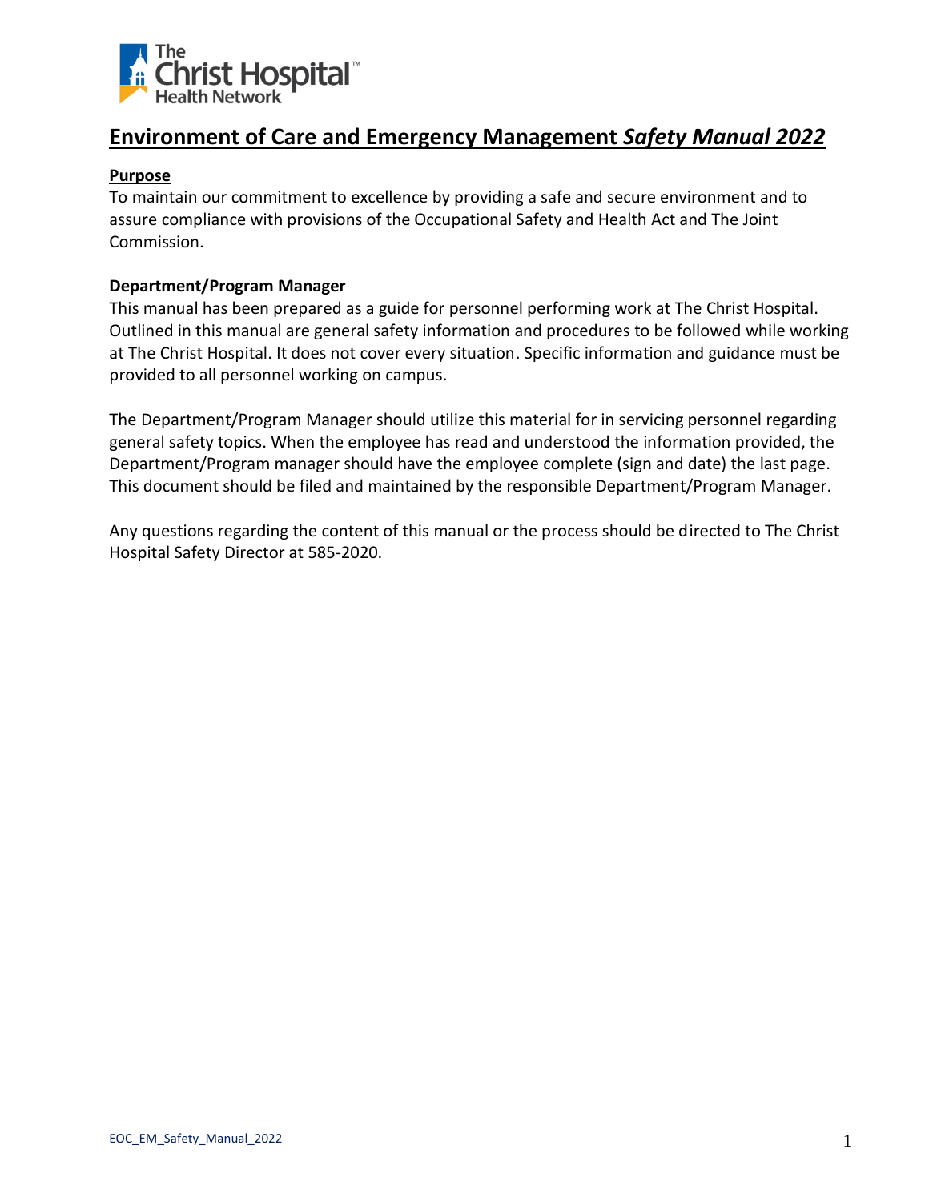# Environment of Care and Emergency Management *Safety Manual 2022*

## Purpose

To maintain our commitment to excellence by providing a safe and secure environment and to assure compliance with provisions of the Occupational Safety and Health Act and The Joint Commission.

## Department/Program Manager

This manual has been prepared as a guide for personnel performing work at The Christ Hospital. Outlined in this manual are general safety information and procedures to be followed while working at The Christ Hospital. It does not cover every situation. Specific information and guidance must be provided to all personnel working on campus.

The Department/Program Manager should utilize this material for in servicing personnel regarding general safety topics. When the employee has read and understood the information provided, the Department/Program manager should have the employee complete (sign and date) the last page. This document should be filed and maintained by the responsible Department/Program Manager.

Any questions regarding the content of this manual or the process should be directed to The Christ Hospital Safety Director at 585-2020.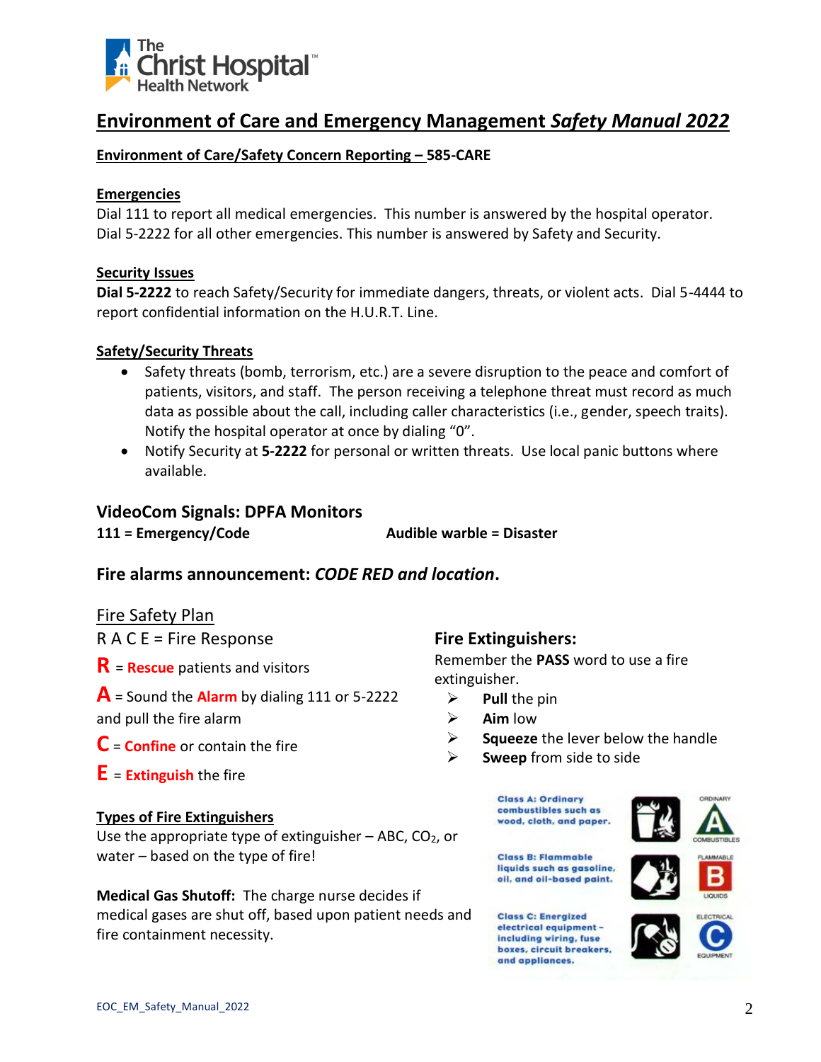# Environment of Care and Emergency Management *Safety Manual 2022*

**Environment of Care/Safety Concern Reporting – 585-CARE**

**Emergencies**

Dial 111 to report all medical emergencies. This number is answered by the hospital operator. Dial 5-2222 for all other emergencies. This number is answered by Safety and Security.

**Security Issues**

**Dial 5-2222** to reach Safety/Security for immediate dangers, threats, or violent acts. Dial 5-4444 to report confidential information on the H.U.R.T. Line.

**Safety/Security Threats**

- Safety threats (bomb, terrorism, etc.) are a severe disruption to the peace and comfort of patients, visitors, and staff. The person receiving a telephone threat must record as much data as possible about the call, including caller characteristics (i.e., gender, speech traits). Notify the hospital operator at once by dialing "0".
- Notify Security at **5-2222** for personal or written threats. Use local panic buttons where available.

## VideoCom Signals: DPFA Monitors

**111 = Emergency/Code** **Audible warble = Disaster**

## Fire alarms announcement: *CODE RED and location*.

### Fire Safety Plan

R A C E = Fire Response

**R** = **Rescue** patients and visitors

**A** = Sound the **Alarm** by dialing 111 or 5-2222 and pull the fire alarm

**C** = **Confine** or contain the fire

**E** = **Extinguish** the fire

**Types of Fire Extinguishers**

Use the appropriate type of extinguisher – ABC, $CO_2$, or water – based on the type of fire!

**Medical Gas Shutoff:** The charge nurse decides if medical gases are shut off, based upon patient needs and fire containment necessity.

### Fire Extinguishers:

Remember the **PASS** word to use a fire extinguisher.

- **Pull** the pin
- **Aim** low
- **Squeeze** the lever below the handle
- **Sweep** from side to side

**Class A: Ordinary combustibles such as wood, cloth, and paper.** (ORDINARY COMBUSTIBLES)

**Class B: Flammable liquids such as gasoline, oil, and oil-based paint.** (FLAMMABLE LIQUIDS)

**Class C: Energized electrical equipment – including wiring, fuse boxes, circuit breakers, and appliances.** (ELECTRICAL EQUIPMENT)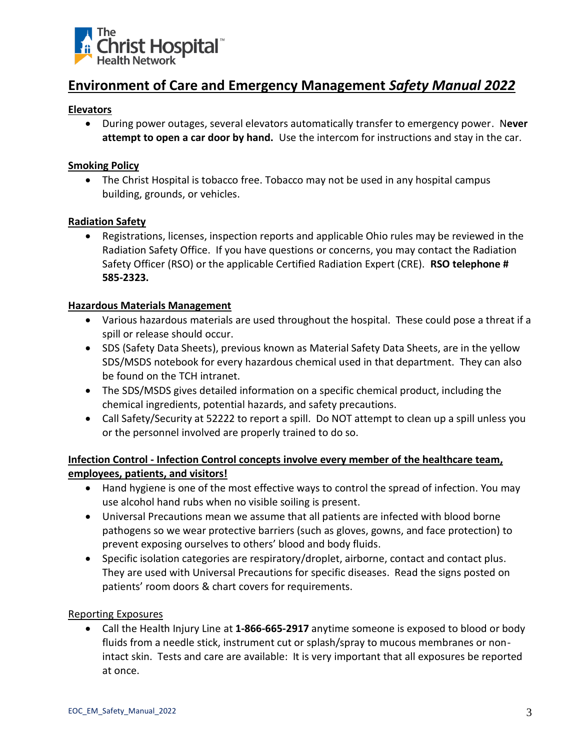# Environment of Care and Emergency Management *Safety Manual 2022*

**Elevators**

- During power outages, several elevators automatically transfer to emergency power. N**ever attempt to open a car door by hand.** Use the intercom for instructions and stay in the car.

**Smoking Policy**

- The Christ Hospital is tobacco free. Tobacco may not be used in any hospital campus building, grounds, or vehicles.

**Radiation Safety**

- Registrations, licenses, inspection reports and applicable Ohio rules may be reviewed in the Radiation Safety Office. If you have questions or concerns, you may contact the Radiation Safety Officer (RSO) or the applicable Certified Radiation Expert (CRE). **RSO telephone # 585-2323.**

**Hazardous Materials Management**

- Various hazardous materials are used throughout the hospital. These could pose a threat if a spill or release should occur.
- SDS (Safety Data Sheets), previous known as Material Safety Data Sheets, are in the yellow SDS/MSDS notebook for every hazardous chemical used in that department. They can also be found on the TCH intranet.
- The SDS/MSDS gives detailed information on a specific chemical product, including the chemical ingredients, potential hazards, and safety precautions.
- Call Safety/Security at 52222 to report a spill. Do NOT attempt to clean up a spill unless you or the personnel involved are properly trained to do so.

**Infection Control - Infection Control concepts involve every member of the healthcare team, employees, patients, and visitors!**

- Hand hygiene is one of the most effective ways to control the spread of infection. You may use alcohol hand rubs when no visible soiling is present.
- Universal Precautions mean we assume that all patients are infected with blood borne pathogens so we wear protective barriers (such as gloves, gowns, and face protection) to prevent exposing ourselves to others' blood and body fluids.
- Specific isolation categories are respiratory/droplet, airborne, contact and contact plus. They are used with Universal Precautions for specific diseases. Read the signs posted on patients' room doors & chart covers for requirements.

Reporting Exposures

- Call the Health Injury Line at **1-866-665-2917** anytime someone is exposed to blood or body fluids from a needle stick, instrument cut or splash/spray to mucous membranes or non-intact skin. Tests and care are available: It is very important that all exposures be reported at once.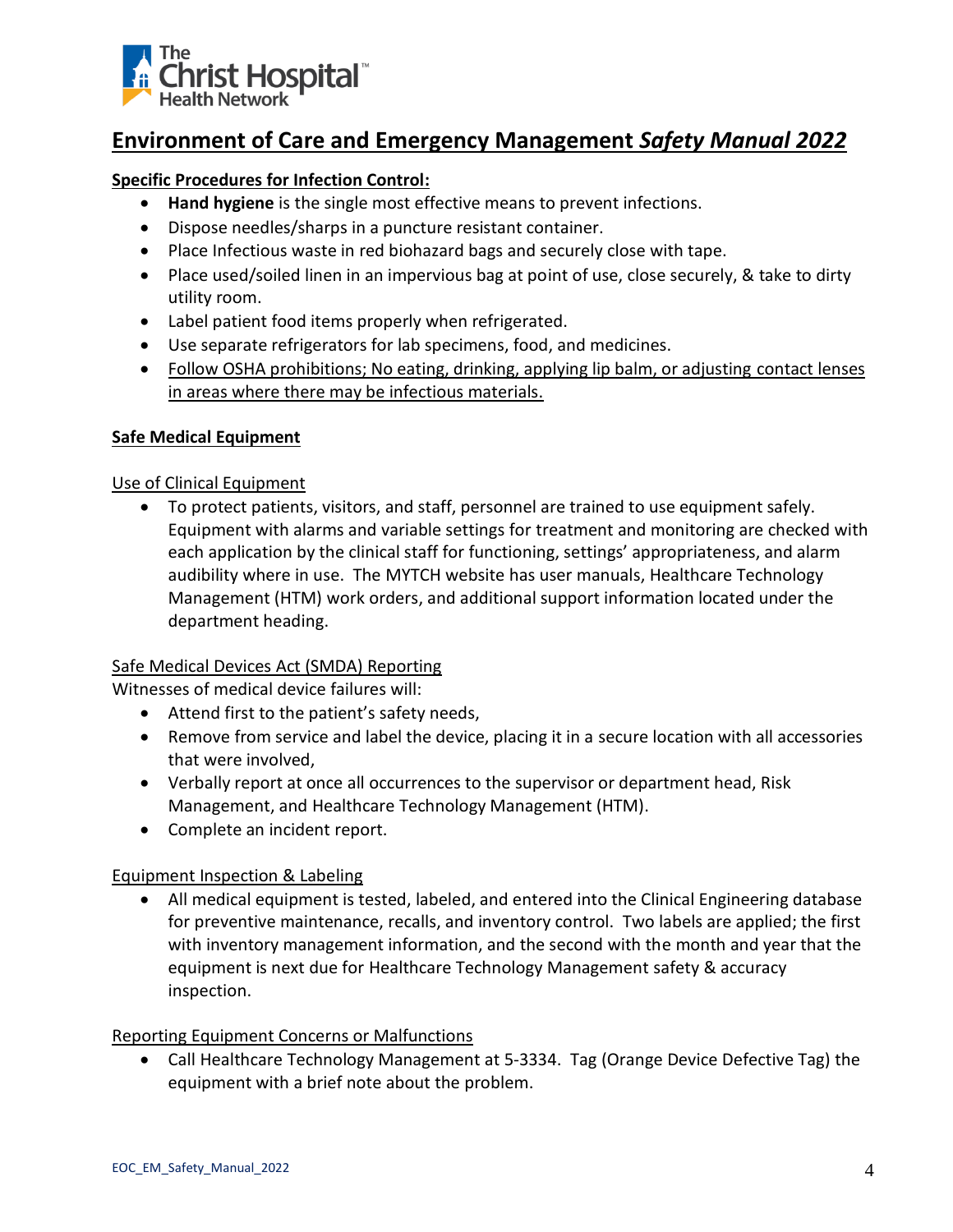## Environment of Care and Emergency Management *Safety Manual 2022*

**Specific Procedures for Infection Control:**

- **Hand hygiene** is the single most effective means to prevent infections.
- Dispose needles/sharps in a puncture resistant container.
- Place Infectious waste in red biohazard bags and securely close with tape.
- Place used/soiled linen in an impervious bag at point of use, close securely, & take to dirty utility room.
- Label patient food items properly when refrigerated.
- Use separate refrigerators for lab specimens, food, and medicines.
- Follow OSHA prohibitions; No eating, drinking, applying lip balm, or adjusting contact lenses in areas where there may be infectious materials.

**Safe Medical Equipment**

Use of Clinical Equipment

- To protect patients, visitors, and staff, personnel are trained to use equipment safely. Equipment with alarms and variable settings for treatment and monitoring are checked with each application by the clinical staff for functioning, settings' appropriateness, and alarm audibility where in use. The MYTCH website has user manuals, Healthcare Technology Management (HTM) work orders, and additional support information located under the department heading.

Safe Medical Devices Act (SMDA) Reporting

Witnesses of medical device failures will:

- Attend first to the patient's safety needs,
- Remove from service and label the device, placing it in a secure location with all accessories that were involved,
- Verbally report at once all occurrences to the supervisor or department head, Risk Management, and Healthcare Technology Management (HTM).
- Complete an incident report.

Equipment Inspection & Labeling

- All medical equipment is tested, labeled, and entered into the Clinical Engineering database for preventive maintenance, recalls, and inventory control. Two labels are applied; the first with inventory management information, and the second with the month and year that the equipment is next due for Healthcare Technology Management safety & accuracy inspection.

Reporting Equipment Concerns or Malfunctions

- Call Healthcare Technology Management at 5-3334. Tag (Orange Device Defective Tag) the equipment with a brief note about the problem.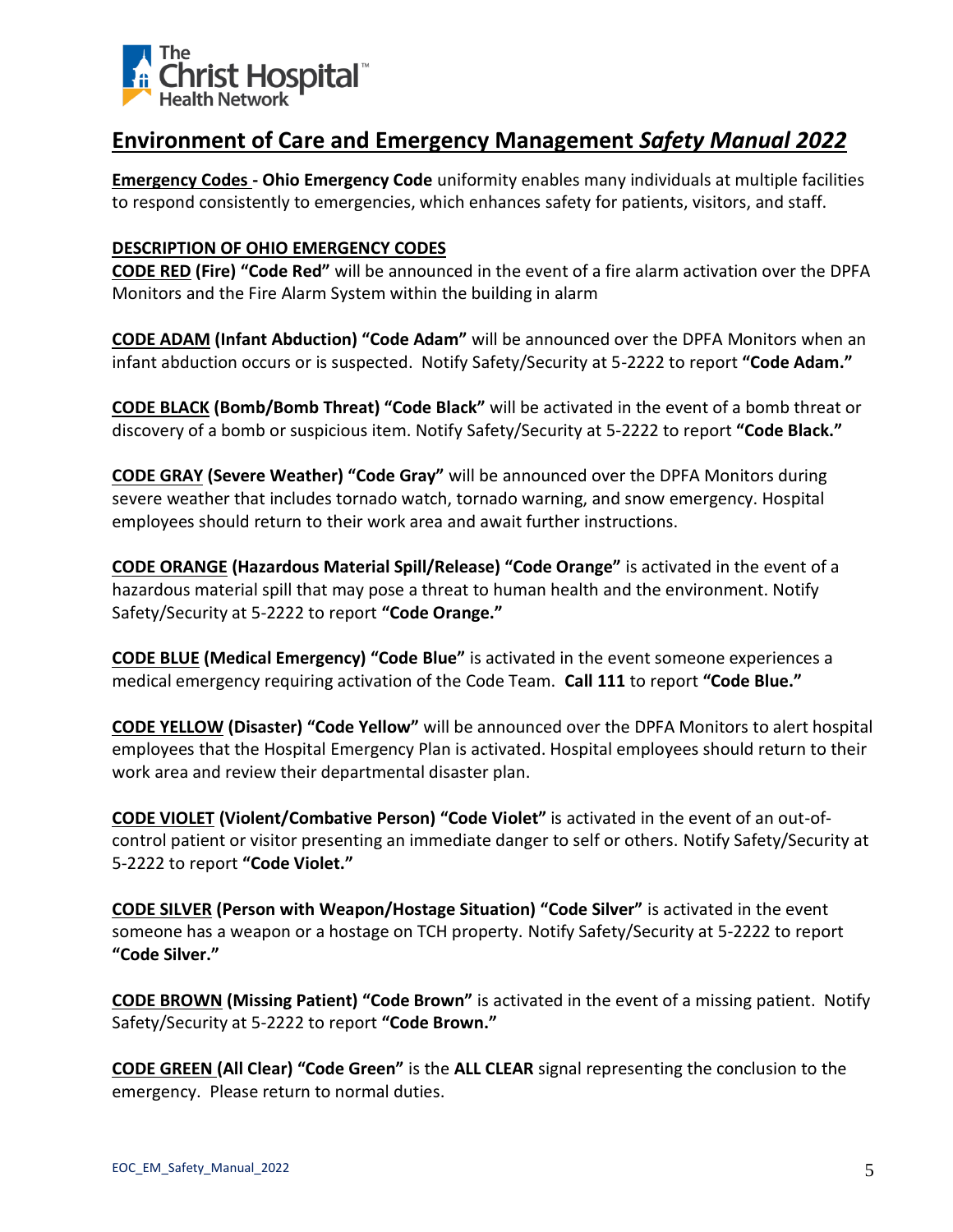The Christ Hospital Health Network

## Environment of Care and Emergency Management *Safety Manual 2022*

**Emergency Codes - Ohio Emergency Code** uniformity enables many individuals at multiple facilities to respond consistently to emergencies, which enhances safety for patients, visitors, and staff.

**DESCRIPTION OF OHIO EMERGENCY CODES**

**CODE RED (Fire) "Code Red"** will be announced in the event of a fire alarm activation over the DPFA Monitors and the Fire Alarm System within the building in alarm

**CODE ADAM (Infant Abduction) "Code Adam"** will be announced over the DPFA Monitors when an infant abduction occurs or is suspected. Notify Safety/Security at 5-2222 to report **"Code Adam."**

**CODE BLACK (Bomb/Bomb Threat) "Code Black"** will be activated in the event of a bomb threat or discovery of a bomb or suspicious item. Notify Safety/Security at 5-2222 to report **"Code Black."**

**CODE GRAY (Severe Weather) "Code Gray"** will be announced over the DPFA Monitors during severe weather that includes tornado watch, tornado warning, and snow emergency. Hospital employees should return to their work area and await further instructions.

**CODE ORANGE (Hazardous Material Spill/Release) "Code Orange"** is activated in the event of a hazardous material spill that may pose a threat to human health and the environment. Notify Safety/Security at 5-2222 to report **"Code Orange."**

**CODE BLUE (Medical Emergency) "Code Blue"** is activated in the event someone experiences a medical emergency requiring activation of the Code Team. **Call 111** to report **"Code Blue."**

**CODE YELLOW (Disaster) "Code Yellow"** will be announced over the DPFA Monitors to alert hospital employees that the Hospital Emergency Plan is activated. Hospital employees should return to their work area and review their departmental disaster plan.

**CODE VIOLET (Violent/Combative Person) "Code Violet"** is activated in the event of an out-of-control patient or visitor presenting an immediate danger to self or others. Notify Safety/Security at 5-2222 to report **"Code Violet."**

**CODE SILVER (Person with Weapon/Hostage Situation) "Code Silver"** is activated in the event someone has a weapon or a hostage on TCH property. Notify Safety/Security at 5-2222 to report **"Code Silver."**

**CODE BROWN (Missing Patient) "Code Brown"** is activated in the event of a missing patient. Notify Safety/Security at 5-2222 to report **"Code Brown."**

**CODE GREEN (All Clear) "Code Green"** is the **ALL CLEAR** signal representing the conclusion to the emergency. Please return to normal duties.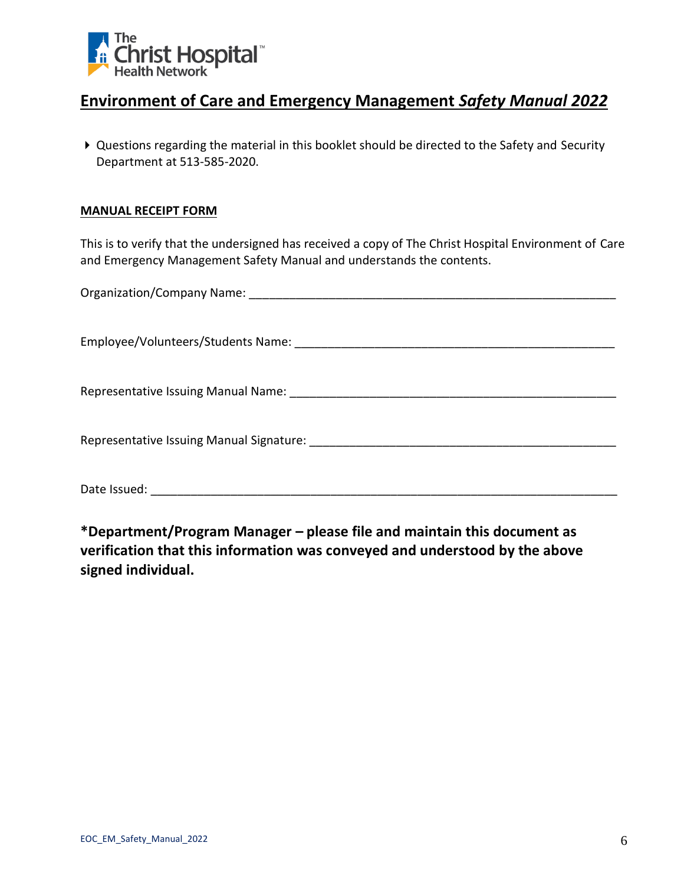The Christ Hospital Health Network

# Environment of Care and Emergency Management *Safety Manual 2022*

- Questions regarding the material in this booklet should be directed to the Safety and Security Department at 513-585-2020.

## MANUAL RECEIPT FORM

This is to verify that the undersigned has received a copy of The Christ Hospital Environment of Care and Emergency Management Safety Manual and understands the contents.

Organization/Company Name: ______________________________________________________

Employee/Volunteers/Students Name: _______________________________________________

Representative Issuing Manual Name: _______________________________________________

Representative Issuing Manual Signature: ____________________________________________

Date Issued: _____________________________________________________________________

**\*Department/Program Manager – please file and maintain this document as verification that this information was conveyed and understood by the above signed individual.**